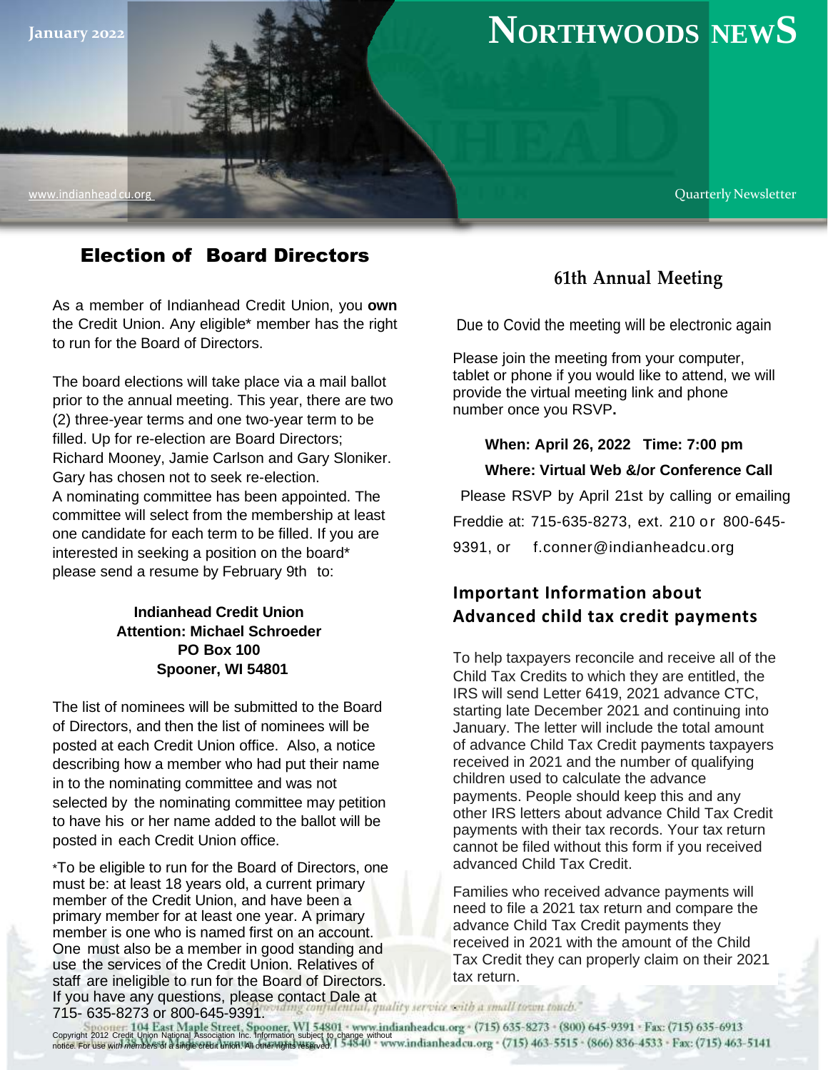January 2022

# NORTHWOODS NEWS

www.indianheadcu.org

Quarterly Newsletter

## Election of Board Directors

As a member of Indianhead Credit Union, you **own** the Credit Union. Any eligible* member has the right to run for the Board of Directors.

The board elections will take place via a mail ballot prior to the annual meeting. This year, there are two (2) three-year terms and one two-year term to be filled. Up for re-election are Board Directors; Richard Mooney, Jamie Carlson and Gary Sloniker. Gary has chosen not to seek re-election.
A nominating committee has been appointed. The committee will select from the membership at least one candidate for each term to be filled. If you are interested in seeking a position on the board* please send a resume by February 9th to:

**Indianhead Credit Union**
**Attention: Michael Schroeder**
**PO Box 100**
**Spooner, WI 54801**

The list of nominees will be submitted to the Board of Directors, and then the list of nominees will be posted at each Credit Union office. Also, a notice describing how a member who had put their name in to the nominating committee and was not selected by the nominating committee may petition to have his or her name added to the ballot will be posted in each Credit Union office.

*To be eligible to run for the Board of Directors, one must be: at least 18 years old, a current primary member of the Credit Union, and have been a primary member for at least one year. A primary member is one who is named first on an account. One must also be a member in good standing and use the services of the Credit Union. Relatives of staff are ineligible to run for the Board of Directors. If you have any questions, please contact Dale at 715- 635-8273 or 800-645-9391.

## 61th Annual Meeting

Due to Covid the meeting will be electronic again

Please join the meeting from your computer, tablet or phone if you would like to attend, we will provide the virtual meeting link and phone number once you RSVP**.**

**When: April 26, 2022 Time: 7:00 pm**

**Where: Virtual Web &/or Conference Call**

Please RSVP by April 21st by calling or emailing Freddie at: 715-635-8273, ext. 210 or 800-645-9391, or f.conner@indianheadcu.org

## Important Information about Advanced child tax credit payments

To help taxpayers reconcile and receive all of the Child Tax Credits to which they are entitled, the IRS will send Letter 6419, 2021 advance CTC, starting late December 2021 and continuing into January. The letter will include the total amount of advance Child Tax Credit payments taxpayers received in 2021 and the number of qualifying children used to calculate the advance payments. People should keep this and any other IRS letters about advance Child Tax Credit payments with their tax records. Your tax return cannot be filed without this form if you received advanced Child Tax Credit.

Families who received advance payments will need to file a 2021 tax return and compare the advance Child Tax Credit payments they received in 2021 with the amount of the Child Tax Credit they can properly claim on their 2021 tax return.

"Providing confidential, quality service with a small town touch."

Spooner: 104 East Maple Street, Spooner, WI 54801 · www.indianheadcu.org · (715) 635-8273 · (800) 645-9391 · Fax: (715) 635-6913
138 West Madison Avenue, Grantsburg, WI 54840 · www.indianheadcu.org · (715) 463-5515 · (866) 836-4533 · Fax: (715) 463-5141

Copyright 2012 Credit Union National Association Inc. Information subject to change without notice. For use with members of a single credit union. All other rights reserved.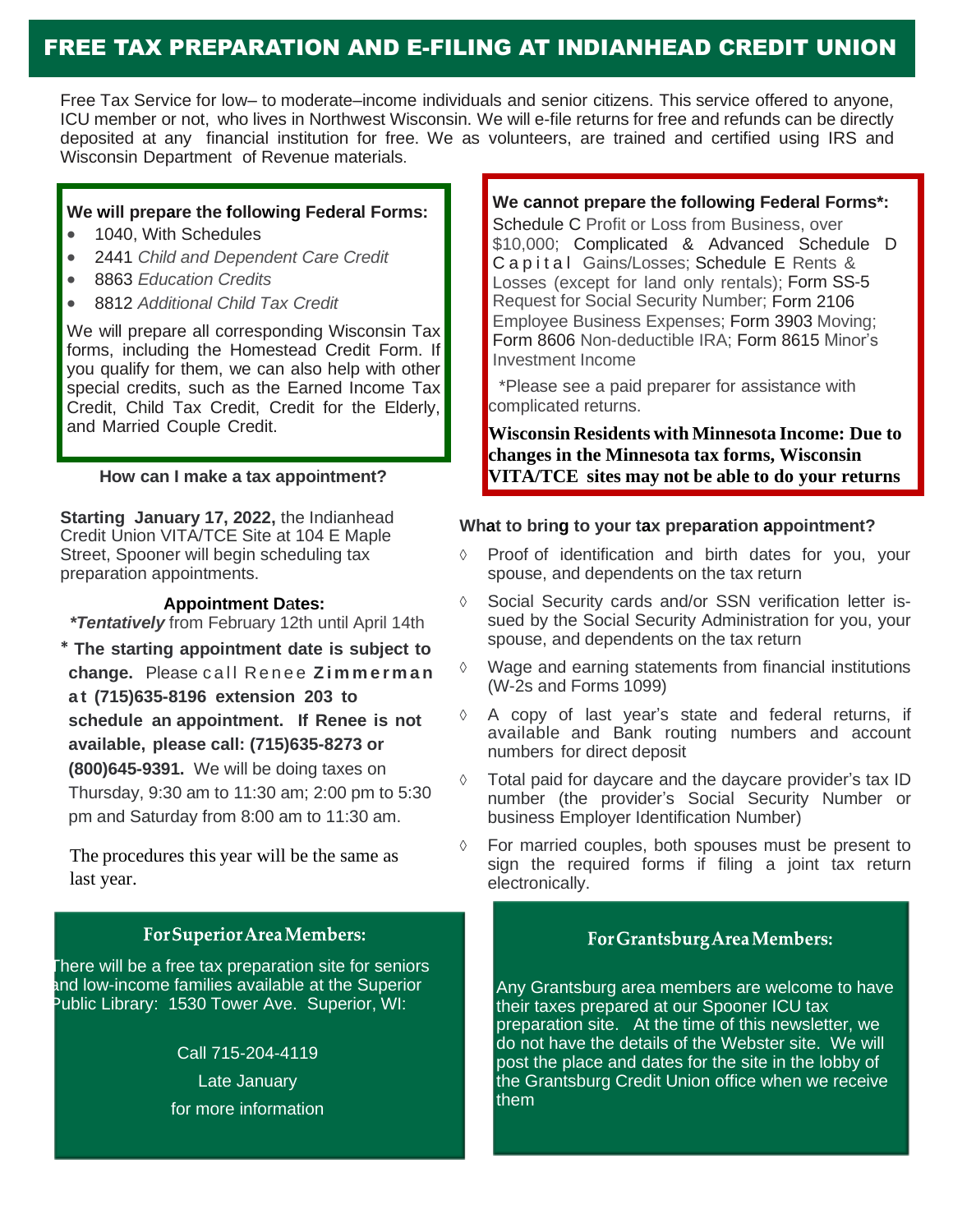# FREE TAX PREPARATION AND E-FILING AT INDIANHEAD CREDIT UNION

Free Tax Service for low– to moderate–income individuals and senior citizens. This service offered to anyone, ICU member or not, who lives in Northwest Wisconsin. We will e-file returns for free and refunds can be directly deposited at any financial institution for free. We as volunteers, are trained and certified using IRS and Wisconsin Department of Revenue materials.

**We will prepare the following Federal Forms:**

- 1040, With Schedules
- 2441 *Child and Dependent Care Credit*
- 8863 *Education Credits*
- 8812 *Additional Child Tax Credit*

We will prepare all corresponding Wisconsin Tax forms, including the Homestead Credit Form. If you qualify for them, we can also help with other special credits, such as the Earned Income Tax Credit, Child Tax Credit, Credit for the Elderly, and Married Couple Credit.

**How can I make a tax appointment?**

**Starting January 17, 2022,** the Indianhead Credit Union VITA/TCE Site at 104 E Maple Street, Spooner will begin scheduling tax preparation appointments.

**Appointment Dates:**

***Tentatively*** from February 12th until April 14th

**\* The starting appointment date is subject to change.** Please call Renee **Zimmerman at (715)635-8196 extension 203 to schedule an appointment. If Renee is not available, please call: (715)635-8273 or (800)645-9391.** We will be doing taxes on Thursday, 9:30 am to 11:30 am; 2:00 pm to 5:30 pm and Saturday from 8:00 am to 11:30 am.

The procedures this year will be the same as last year.

**We cannot prepare the following Federal Forms\*:**

Schedule C Profit or Loss from Business, over $10,000; Complicated & Advanced Schedule D Capital Gains/Losses; Schedule E Rents & Losses (except for land only rentals); Form SS-5 Request for Social Security Number; Form 2106 Employee Business Expenses; Form 3903 Moving; Form 8606 Non-deductible IRA; Form 8615 Minor's Investment Income

\*Please see a paid preparer for assistance with complicated returns.

**Wisconsin Residents with Minnesota Income: Due to changes in the Minnesota tax forms, Wisconsin VITA/TCE sites may not be able to do your returns**

**What to bring to your tax preparation appointment?**

- Proof of identification and birth dates for you, your spouse, and dependents on the tax return
- Social Security cards and/or SSN verification letter issued by the Social Security Administration for you, your spouse, and dependents on the tax return
- Wage and earning statements from financial institutions (W-2s and Forms 1099)
- A copy of last year's state and federal returns, if available and Bank routing numbers and account numbers for direct deposit
- Total paid for daycare and the daycare provider's tax ID number (the provider's Social Security Number or business Employer Identification Number)
- For married couples, both spouses must be present to sign the required forms if filing a joint tax return electronically.

## For Superior Area Members:

There will be a free tax preparation site for seniors and low-income families available at the Superior Public Library: 1530 Tower Ave. Superior, WI:

Call 715-204-4119

Late January

for more information

## For Grantsburg Area Members:

Any Grantsburg area members are welcome to have their taxes prepared at our Spooner ICU tax preparation site. At the time of this newsletter, we do not have the details of the Webster site. We will post the place and dates for the site in the lobby of the Grantsburg Credit Union office when we receive them